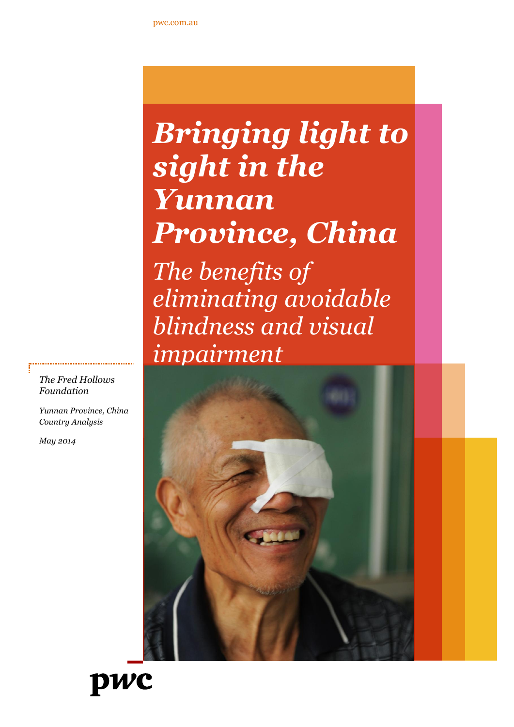pwc.com.au

# *Bringing light to sight in the Yunnan Province, China*

## *The benefits of eliminating avoidable blindness and visual impairment*

*The Fred Hollows Foundation*

*Yunnan Province, China Country Analysis*

*May 2014*

pwc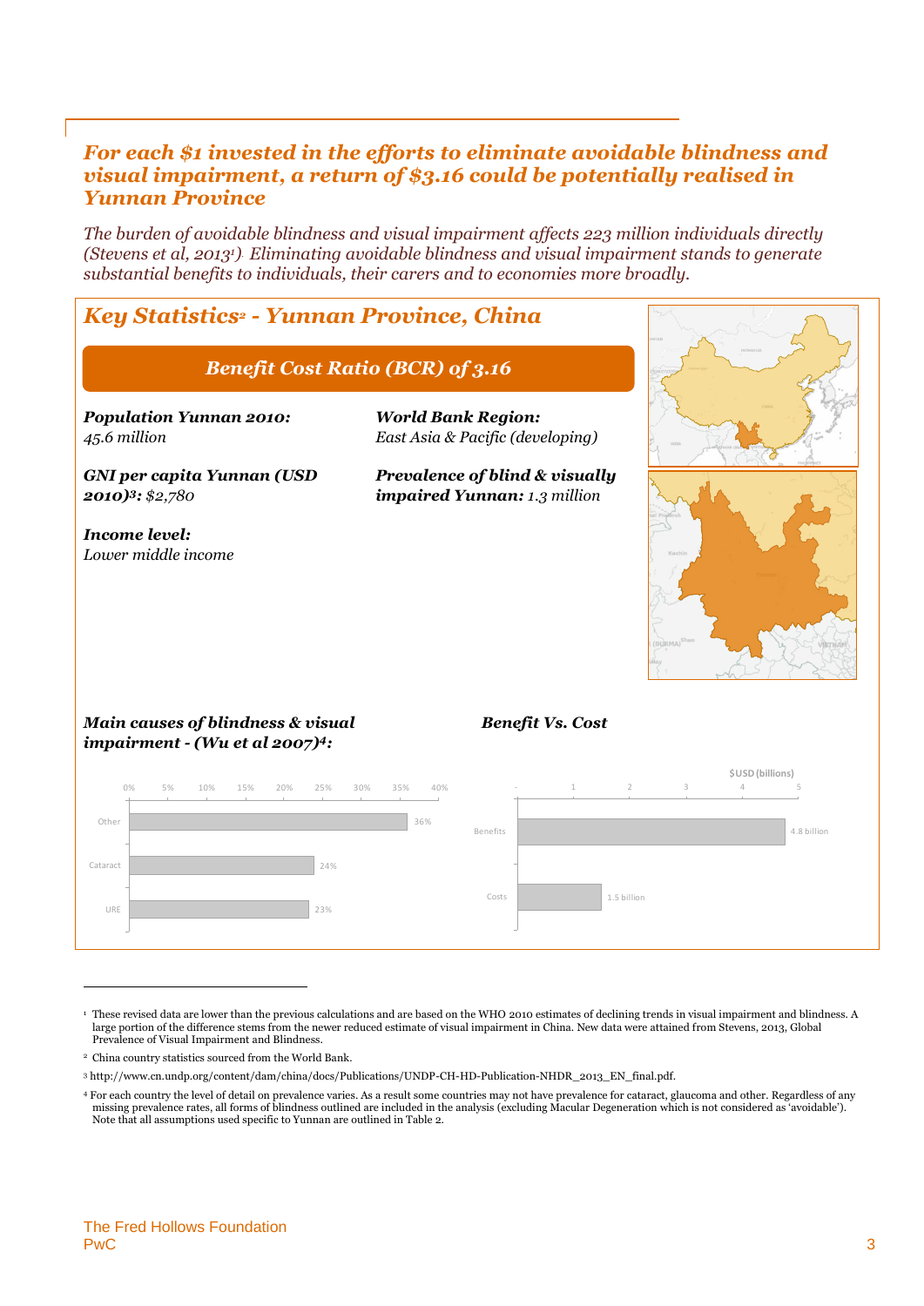## *For each $1 invested in the efforts to eliminate avoidable blindness and visual impairment, a return of $3.16 could be potentially realised in Yunnan Province*

*The burden of avoidable blindness and visual impairment affects 223 million individuals directly (Stevens et al, 2013[1]). Eliminating avoidable blindness and visual impairment stands to generate substantial benefits to individuals, their carers and to economies more broadly.*

### *Key Statistics[2] - Yunnan Province, China*

**Benefit Cost Ratio (BCR) of 3.16**

***Population Yunnan 2010:*** *45.6 million*

***GNI per capita Yunnan (USD 2010)[3]:*** *$2,780*

***Income level:*** *Lower middle income*

***World Bank Region:*** *East Asia & Pacific (developing)*

***Prevalence of blind & visually impaired Yunnan:*** *1.3 million*

***Main causes of blindness & visual impairment - (Wu et al 2007)[4]:***

| Cause | Share |
|---|---|
| Other | 36% |
| Cataract | 24% |
| URE | 23% |

***Benefit Vs. Cost***

| | $USD (billions) |
|---|---|
| Benefits | 4.8 billion |
| Costs | 1.5 billion |

---

[1] These revised data are lower than the previous calculations and are based on the WHO 2010 estimates of declining trends in visual impairment and blindness. A large portion of the difference stems from the newer reduced estimate of visual impairment in China. New data were attained from Stevens, 2013, Global Prevalence of Visual Impairment and Blindness.

[2] China country statistics sourced from the World Bank.

[3] http://www.cn.undp.org/content/dam/china/docs/Publications/UNDP-CH-HD-Publication-NHDR_2013_EN_final.pdf.

[4] For each country the level of detail on prevalence varies. As a result some countries may not have prevalence for cataract, glaucoma and other. Regardless of any missing prevalence rates, all forms of blindness outlined are included in the analysis (excluding Macular Degeneration which is not considered as 'avoidable'). Note that all assumptions used specific to Yunnan are outlined in Table 2.

The Fred Hollows Foundation
PwC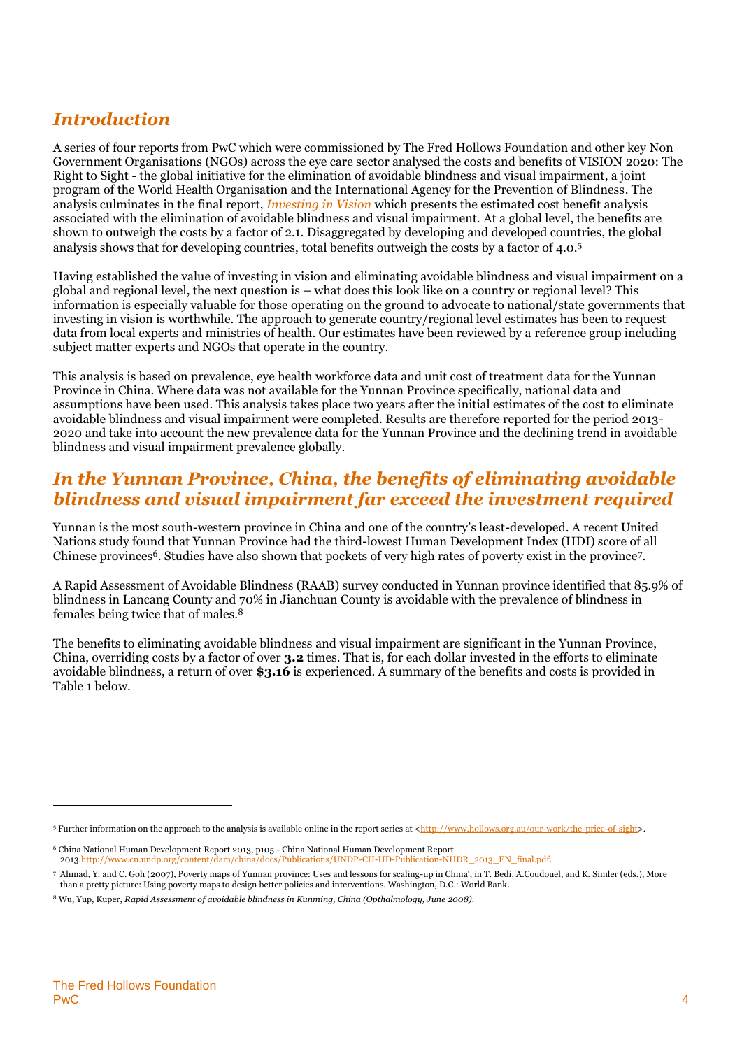## *Introduction*

A series of four reports from PwC which were commissioned by The Fred Hollows Foundation and other key Non Government Organisations (NGOs) across the eye care sector analysed the costs and benefits of VISION 2020: The Right to Sight - the global initiative for the elimination of avoidable blindness and visual impairment, a joint program of the World Health Organisation and the International Agency for the Prevention of Blindness. The analysis culminates in the final report, *Investing in Vision* which presents the estimated cost benefit analysis associated with the elimination of avoidable blindness and visual impairment. At a global level, the benefits are shown to outweigh the costs by a factor of 2.1. Disaggregated by developing and developed countries, the global analysis shows that for developing countries, total benefits outweigh the costs by a factor of 4.0.[5]

Having established the value of investing in vision and eliminating avoidable blindness and visual impairment on a global and regional level, the next question is – what does this look like on a country or regional level? This information is especially valuable for those operating on the ground to advocate to national/state governments that investing in vision is worthwhile. The approach to generate country/regional level estimates has been to request data from local experts and ministries of health. Our estimates have been reviewed by a reference group including subject matter experts and NGOs that operate in the country.

This analysis is based on prevalence, eye health workforce data and unit cost of treatment data for the Yunnan Province in China. Where data was not available for the Yunnan Province specifically, national data and assumptions have been used. This analysis takes place two years after the initial estimates of the cost to eliminate avoidable blindness and visual impairment were completed. Results are therefore reported for the period 2013-2020 and take into account the new prevalence data for the Yunnan Province and the declining trend in avoidable blindness and visual impairment prevalence globally.

## *In the Yunnan Province, China, the benefits of eliminating avoidable blindness and visual impairment far exceed the investment required*

Yunnan is the most south-western province in China and one of the country's least-developed. A recent United Nations study found that Yunnan Province had the third-lowest Human Development Index (HDI) score of all Chinese provinces[6]. Studies have also shown that pockets of very high rates of poverty exist in the province[7].

A Rapid Assessment of Avoidable Blindness (RAAB) survey conducted in Yunnan province identified that 85.9% of blindness in Lancang County and 70% in Jianchuan County is avoidable with the prevalence of blindness in females being twice that of males.[8]

The benefits to eliminating avoidable blindness and visual impairment are significant in the Yunnan Province, China, overriding costs by a factor of over **3.2** times. That is, for each dollar invested in the efforts to eliminate avoidable blindness, a return of over **$3.16** is experienced. A summary of the benefits and costs is provided in Table 1 below.

---

[5] Further information on the approach to the analysis is available online in the report series at <http://www.hollows.org.au/our-work/the-price-of-sight>.

[6] China National Human Development Report 2013, p105 - China National Human Development Report 2013.http://www.cn.undp.org/content/dam/china/docs/Publications/UNDP-CH-HD-Publication-NHDR_2013_EN_final.pdf.

[7] Ahmad, Y. and C. Goh (2007), Poverty maps of Yunnan province: Uses and lessons for scaling-up in China', in T. Bedi, A.Coudouel, and K. Simler (eds.), More than a pretty picture: Using poverty maps to design better policies and interventions. Washington, D.C.: World Bank.

[8] Wu, Yup, Kuper, *Rapid Assessment of avoidable blindness in Kunming, China (Opthalmology, June 2008).*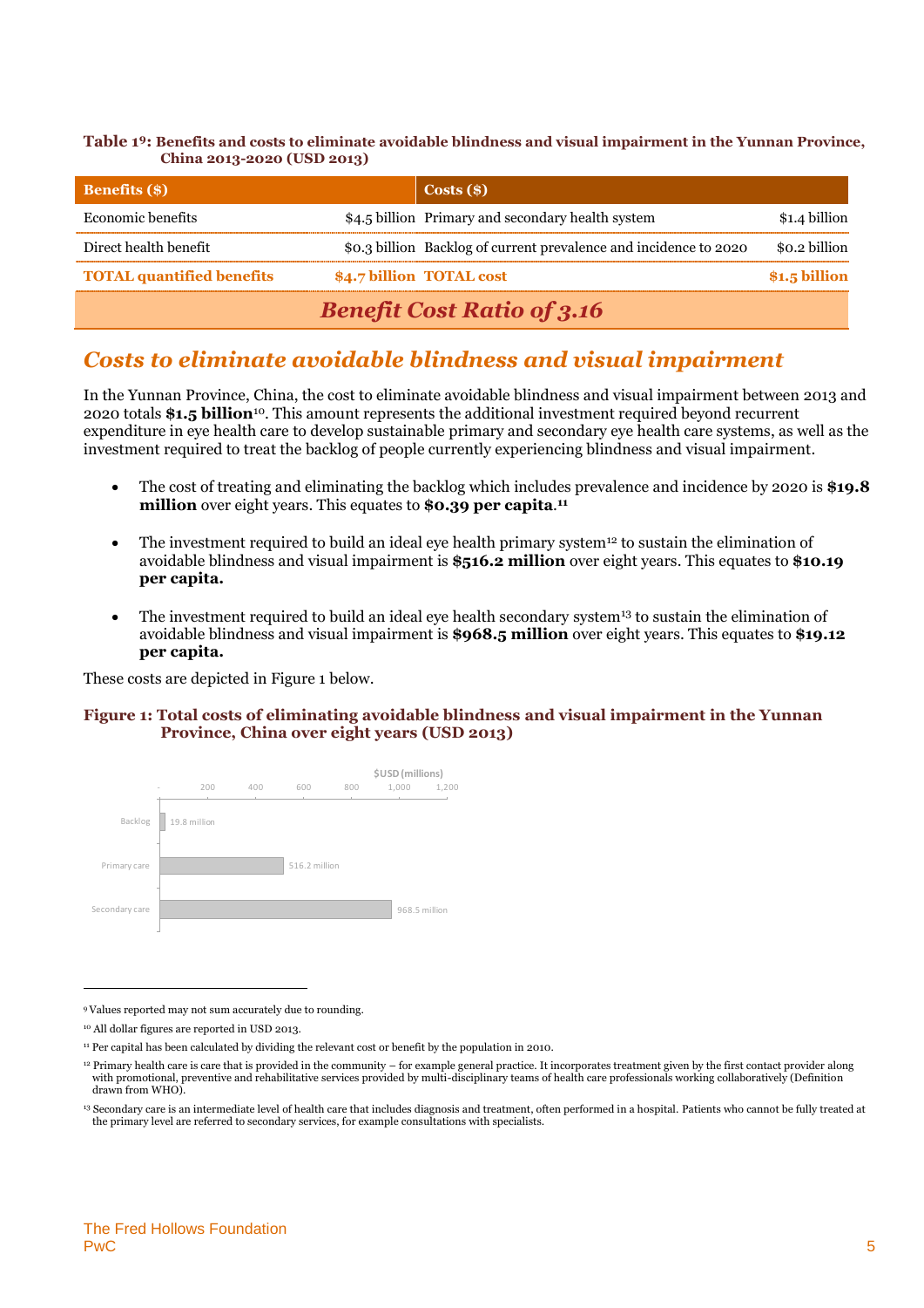**Table 1[9]: Benefits and costs to eliminate avoidable blindness and visual impairment in the Yunnan Province, China 2013-2020 (USD 2013)**

| Benefits ($) | | Costs ($) | |
|---|---|---|---|
| Economic benefits | $4.5 billion | Primary and secondary health system | $1.4 billion |
| Direct health benefit | $0.3 billion | Backlog of current prevalence and incidence to 2020 | $0.2 billion |
| **TOTAL quantified benefits** | **$4.7 billion** | **TOTAL cost** | **$1.5 billion** |
| ***Benefit Cost Ratio of 3.16*** | | | |

## *Costs to eliminate avoidable blindness and visual impairment*

In the Yunnan Province, China, the cost to eliminate avoidable blindness and visual impairment between 2013 and 2020 totals **$1.5 billion**[10]. This amount represents the additional investment required beyond recurrent expenditure in eye health care to develop sustainable primary and secondary eye health care systems, as well as the investment required to treat the backlog of people currently experiencing blindness and visual impairment.

- The cost of treating and eliminating the backlog which includes prevalence and incidence by 2020 is **$19.8 million** over eight years. This equates to **$0.39 per capita**.[11]
- The investment required to build an ideal eye health primary system[12] to sustain the elimination of avoidable blindness and visual impairment is **$516.2 million** over eight years. This equates to **$10.19 per capita.**
- The investment required to build an ideal eye health secondary system[13] to sustain the elimination of avoidable blindness and visual impairment is **$968.5 million** over eight years. This equates to **$19.12 per capita.**

These costs are depicted in Figure 1 below.

**Figure 1: Total costs of eliminating avoidable blindness and visual impairment in the Yunnan Province, China over eight years (USD 2013)**

| | $USD (millions) |
|---|---|
| Backlog | 19.8 million |
| Primary care | 516.2 million |
| Secondary care | 968.5 million |

---

[9] Values reported may not sum accurately due to rounding.

[10] All dollar figures are reported in USD 2013.

[11] Per capital has been calculated by dividing the relevant cost or benefit by the population in 2010.

[12] Primary health care is care that is provided in the community – for example general practice. It incorporates treatment given by the first contact provider along with promotional, preventive and rehabilitative services provided by multi-disciplinary teams of health care professionals working collaboratively (Definition drawn from WHO).

[13] Secondary care is an intermediate level of health care that includes diagnosis and treatment, often performed in a hospital. Patients who cannot be fully treated at the primary level are referred to secondary services, for example consultations with specialists.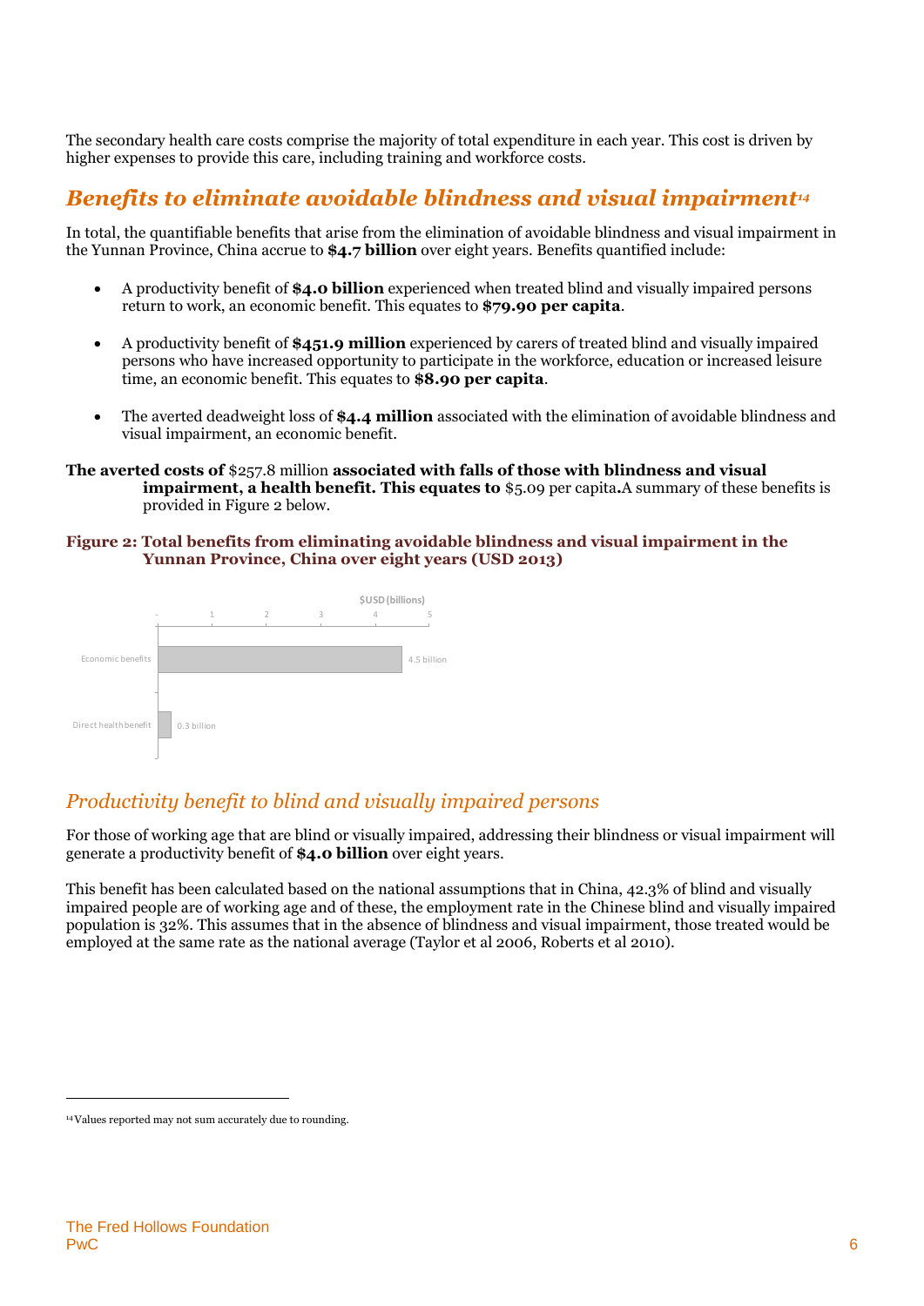The secondary health care costs comprise the majority of total expenditure in each year. This cost is driven by higher expenses to provide this care, including training and workforce costs.

## *Benefits to eliminate avoidable blindness and visual impairment*[14]

In total, the quantifiable benefits that arise from the elimination of avoidable blindness and visual impairment in the Yunnan Province, China accrue to **$4.7 billion** over eight years. Benefits quantified include:

- A productivity benefit of **$4.0 billion** experienced when treated blind and visually impaired persons return to work, an economic benefit. This equates to **$79.90 per capita**.
- A productivity benefit of **$451.9 million** experienced by carers of treated blind and visually impaired persons who have increased opportunity to participate in the workforce, education or increased leisure time, an economic benefit. This equates to **$8.90 per capita**.
- The averted deadweight loss of **$4.4 million** associated with the elimination of avoidable blindness and visual impairment, an economic benefit.

**The averted costs of** $257.8 million **associated with falls of those with blindness and visual impairment, a health benefit. This equates to** $5.09 per capita**.** A summary of these benefits is provided in Figure 2 below.

**Figure 2: Total benefits from eliminating avoidable blindness and visual impairment in the Yunnan Province, China over eight years (USD 2013)**

| | $USD (billions) |
|---|---|
| Economic benefits | 4.5 billion |
| Direct health benefit | 0.3 billion |

### *Productivity benefit to blind and visually impaired persons*

For those of working age that are blind or visually impaired, addressing their blindness or visual impairment will generate a productivity benefit of **$4.0 billion** over eight years.

This benefit has been calculated based on the national assumptions that in China, 42.3% of blind and visually impaired people are of working age and of these, the employment rate in the Chinese blind and visually impaired population is 32%. This assumes that in the absence of blindness and visual impairment, those treated would be employed at the same rate as the national average (Taylor et al 2006, Roberts et al 2010).

[14] Values reported may not sum accurately due to rounding.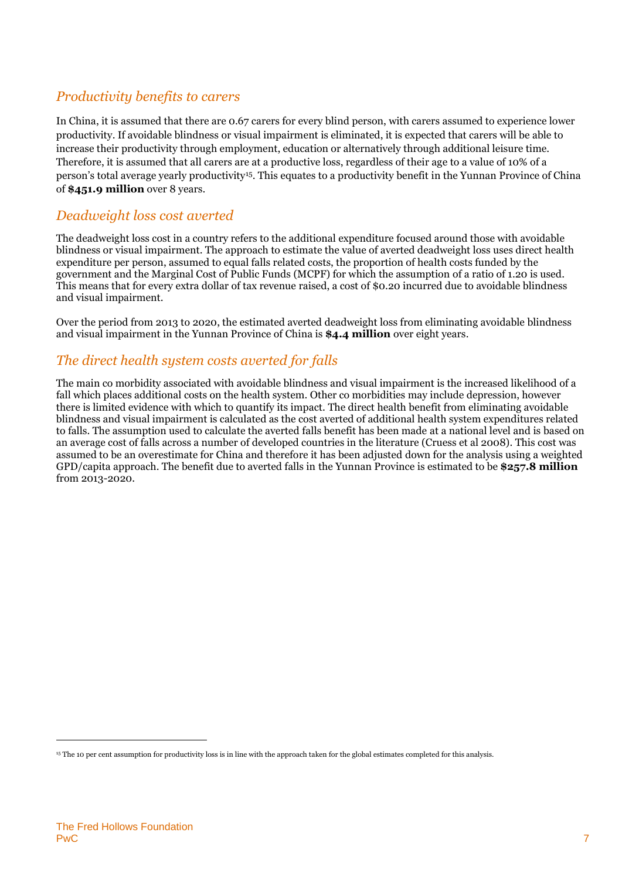## *Productivity benefits to carers*

In China, it is assumed that there are 0.67 carers for every blind person, with carers assumed to experience lower productivity. If avoidable blindness or visual impairment is eliminated, it is expected that carers will be able to increase their productivity through employment, education or alternatively through additional leisure time. Therefore, it is assumed that all carers are at a productive loss, regardless of their age to a value of 10% of a person's total average yearly productivity[15]. This equates to a productivity benefit in the Yunnan Province of China of **$451.9 million** over 8 years.

## *Deadweight loss cost averted*

The deadweight loss cost in a country refers to the additional expenditure focused around those with avoidable blindness or visual impairment. The approach to estimate the value of averted deadweight loss uses direct health expenditure per person, assumed to equal falls related costs, the proportion of health costs funded by the government and the Marginal Cost of Public Funds (MCPF) for which the assumption of a ratio of 1.20 is used. This means that for every extra dollar of tax revenue raised, a cost of $0.20 incurred due to avoidable blindness and visual impairment.

Over the period from 2013 to 2020, the estimated averted deadweight loss from eliminating avoidable blindness and visual impairment in the Yunnan Province of China is **$4.4 million** over eight years.

## *The direct health system costs averted for falls*

The main co morbidity associated with avoidable blindness and visual impairment is the increased likelihood of a fall which places additional costs on the health system. Other co morbidities may include depression, however there is limited evidence with which to quantify its impact. The direct health benefit from eliminating avoidable blindness and visual impairment is calculated as the cost averted of additional health system expenditures related to falls. The assumption used to calculate the averted falls benefit has been made at a national level and is based on an average cost of falls across a number of developed countries in the literature (Cruess et al 2008). This cost was assumed to be an overestimate for China and therefore it has been adjusted down for the analysis using a weighted GPD/capita approach. The benefit due to averted falls in the Yunnan Province is estimated to be **$257.8 million** from 2013-2020.

---

[15] The 10 per cent assumption for productivity loss is in line with the approach taken for the global estimates completed for this analysis.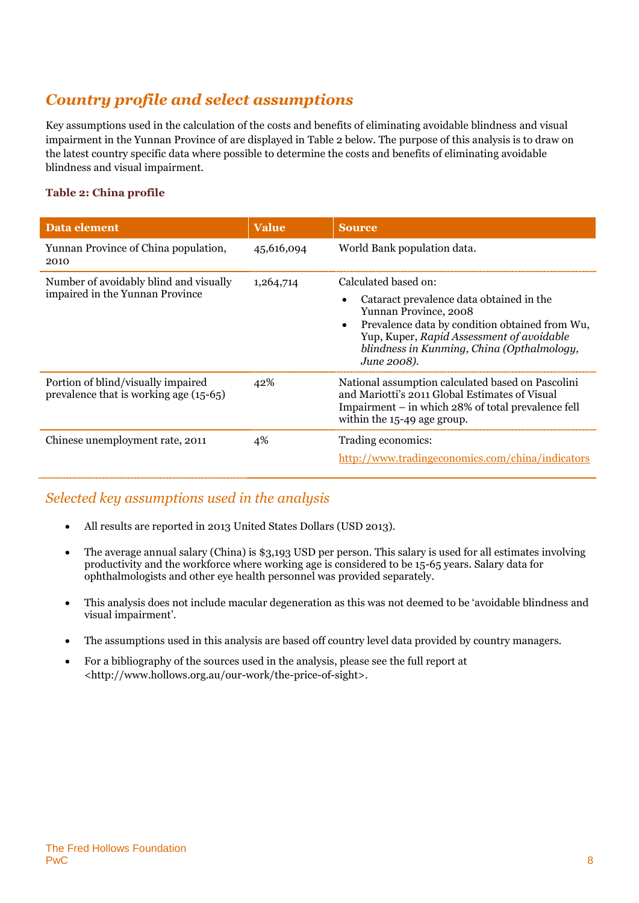## *Country profile and select assumptions*

Key assumptions used in the calculation of the costs and benefits of eliminating avoidable blindness and visual impairment in the Yunnan Province of are displayed in Table 2 below. The purpose of this analysis is to draw on the latest country specific data where possible to determine the costs and benefits of eliminating avoidable blindness and visual impairment.

**Table 2: China profile**

| Data element | Value | Source |
|---|---|---|
| Yunnan Province of China population, 2010 | 45,616,094 | World Bank population data. |
| Number of avoidably blind and visually impaired in the Yunnan Province | 1,264,714 | Calculated based on: <br>• Cataract prevalence data obtained in the Yunnan Province, 2008 <br>• Prevalence data by condition obtained from Wu, Yup, Kuper, *Rapid Assessment of avoidable blindness in Kunming, China (Opthalmology, June 2008)*. |
| Portion of blind/visually impaired prevalence that is working age (15-65) | 42% | National assumption calculated based on Pascolini and Mariotti's 2011 Global Estimates of Visual Impairment – in which 28% of total prevalence fell within the 15-49 age group. |
| Chinese unemployment rate, 2011 | 4% | Trading economics: <br>http://www.tradingeconomics.com/china/indicators |

### *Selected key assumptions used in the analysis*

- All results are reported in 2013 United States Dollars (USD 2013).
- The average annual salary (China) is $3,193 USD per person. This salary is used for all estimates involving productivity and the workforce where working age is considered to be 15-65 years. Salary data for ophthalmologists and other eye health personnel was provided separately.
- This analysis does not include macular degeneration as this was not deemed to be 'avoidable blindness and visual impairment'.
- The assumptions used in this analysis are based off country level data provided by country managers.
- For a bibliography of the sources used in the analysis, please see the full report at <http://www.hollows.org.au/our-work/the-price-of-sight>.